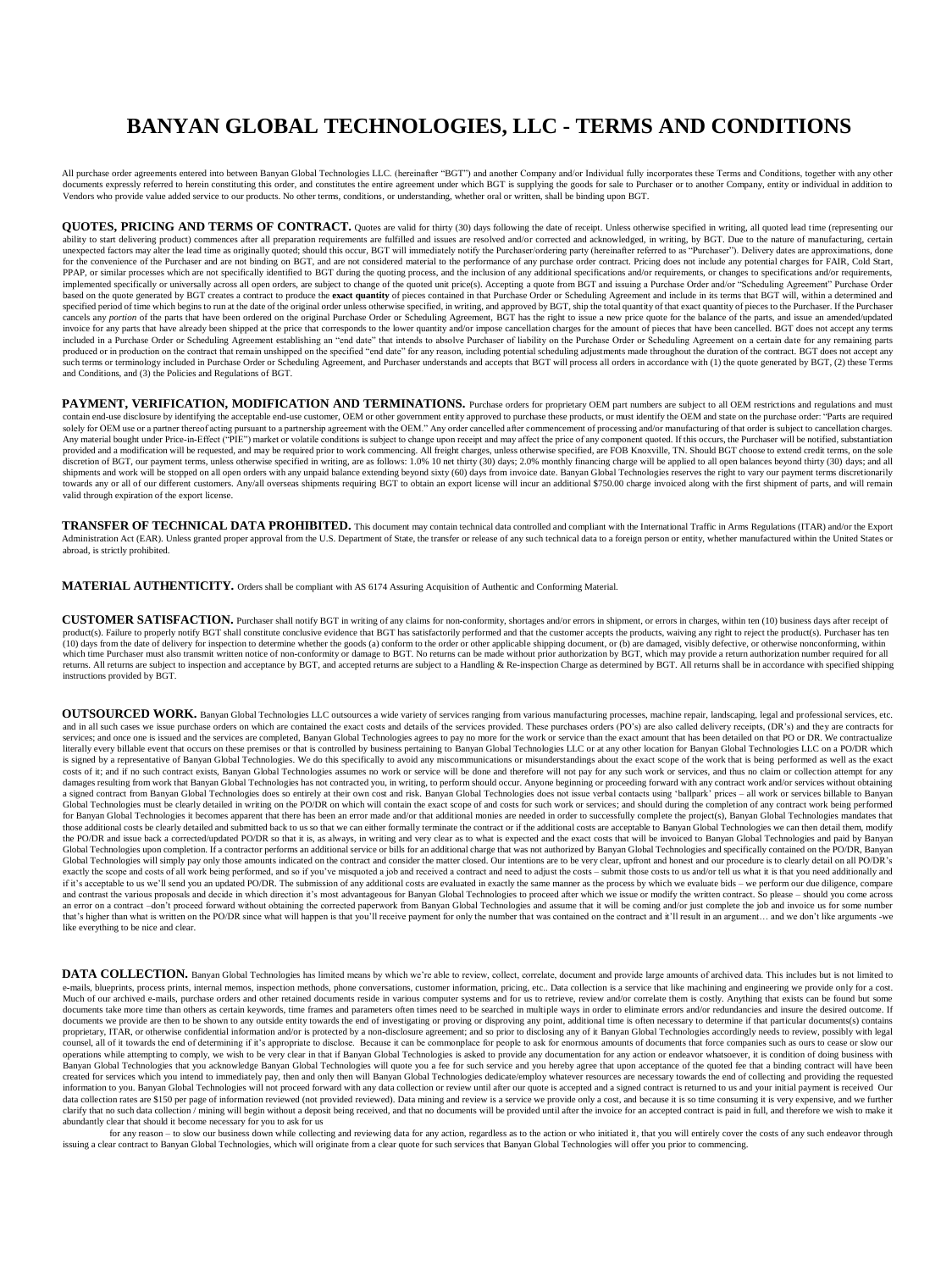# BANYAN GLOBAL TECHNOLOGIES, LLC - TERMS AND CONDITIONS

All purchase order agreements entered into between Banyan Global Technologies LLC. (hereinafter "BGT") and another Company and/or Individual fully incorporates these Terms and Conditions, together with any other documents expressly referred to herein constituting this order, and constitutes the entire agreement under which BGT is supplying the goods for sale to Purchaser or to another Company, entity or individual in addition to Vendors who provide value added service to our products. No other terms, conditions, or understanding, whether oral or written, shall be binding upon BGT.

**QUOTES, PRICING AND TERMS OF CONTRACT.** Quotes are valid for thirty (30) days following the date of receipt. Unless otherwise specified in writing, all quoted lead time (representing our ability to start delivering product) commences after all preparation requirements are fulfilled and issues are resolved and/or corrected and acknowledged, in writing, by BGT. Due to the nature of manufacturing, certain unexpected factors may alter the lead time as originally quoted; should this occur, BGT will immediately notify the Purchaser/ordering party (hereinafter referred to as "Purchaser"). Delivery dates are approximations, done for the convenience of the Purchaser and are not binding on BGT, and are not considered material to the performance of any purchase order contract. Pricing does not include any potential charges for FAIR, Cold Start, PPAP, or similar processes which are not specifically identified to BGT during the quoting process, and the inclusion of any additional specifications and/or requirements, or changes to specifications and/or requirements, implemented specifically or universally across all open orders, are subject to change of the quoted unit price(s). Accepting a quote from BGT and issuing a Purchase Order and/or "Scheduling Agreement" Purchase Order based on the quote generated by BGT creates a contract to produce the **exact quantity** of pieces contained in that Purchase Order or Scheduling Agreement and include in its terms that BGT will, within a determined and specified period of time which begins to run at the date of the original order unless otherwise specified, in writing, and approved by BGT, ship the total quantity of that exact quantity of pieces to the Purchaser. If the Purchaser cancels any *portion* of the parts that have been ordered on the original Purchase Order or Scheduling Agreement, BGT has the right to issue a new price quote for the balance of the parts, and issue an amended/updated invoice for any parts that have already been shipped at the price that corresponds to the lower quantity and/or impose cancellation charges for the amount of pieces that have been cancelled. BGT does not accept any terms included in a Purchase Order or Scheduling Agreement establishing an "end date" that intends to absolve Purchaser of liability on the Purchase Order or Scheduling Agreement on a certain date for any remaining parts produced or in production on the contract that remain unshipped on the specified "end date" for any reason, including potential scheduling adjustments made throughout the duration of the contract. BGT does not accept any such terms or terminology included in Purchase Order or Scheduling Agreement, and Purchaser understands and accepts that BGT will process all orders in accordance with (1) the quote generated by BGT, (2) these Terms and Conditions, and (3) the Policies and Regulations of BGT.

**PAYMENT, VERIFICATION, MODIFICATION AND TERMINATIONS.** Purchase orders for proprietary OEM part numbers are subject to all OEM restrictions and regulations and must contain end-use disclosure by identifying the acceptable end-use customer, OEM or other government entity approved to purchase these products, or must identify the OEM and state on the purchase order: "Parts are required solely for OEM use or a partner thereof acting pursuant to a partnership agreement with the OEM." Any order cancelled after commencement of processing and/or manufacturing of that order is subject to cancellation charges. Any material bought under Price-in-Effect ("PIE") market or volatile conditions is subject to change upon receipt and may affect the price of any component quoted. If this occurs, the Purchaser will be notified, substantiation provided and a modification will be requested, and may be required prior to work commencing. All freight charges, unless otherwise specified, are FOB Knoxville, TN. Should BGT choose to extend credit terms, on the sole discretion of BGT, our payment terms, unless otherwise specified in writing, are as follows: 1.0% 10 net thirty (30) days; 2.0% monthly financing charge will be applied to all open balances beyond thirty (30) days; and all shipments and work will be stopped on all open orders with any unpaid balance extending beyond sixty (60) days from invoice date. Banyan Global Technologies reserves the right to vary our payment terms discretionarily towards any or all of our different customers. Any/all overseas shipments requiring BGT to obtain an export license will incur an additional $750.00 charge invoiced along with the first shipment of parts, and will remain valid through expiration of the export license.

**TRANSFER OF TECHNICAL DATA PROHIBITED.** This document may contain technical data controlled and compliant with the International Traffic in Arms Regulations (ITAR) and/or the Export Administration Act (EAR). Unless granted proper approval from the U.S. Department of State, the transfer or release of any such technical data to a foreign person or entity, whether manufactured within the United States or abroad, is strictly prohibited.

**MATERIAL AUTHENTICITY.** Orders shall be compliant with AS 6174 Assuring Acquisition of Authentic and Conforming Material.

**CUSTOMER SATISFACTION.** Purchaser shall notify BGT in writing of any claims for non-conformity, shortages and/or errors in shipment, or errors in charges, within ten (10) business days after receipt of product(s). Failure to properly notify BGT shall constitute conclusive evidence that BGT has satisfactorily performed and that the customer accepts the products, waiving any right to reject the product(s). Purchaser has ten (10) days from the date of delivery for inspection to determine whether the goods (a) conform to the order or other applicable shipping document, or (b) are damaged, visibly defective, or otherwise nonconforming, within which time Purchaser must also transmit written notice of non-conformity or damage to BGT. No returns can be made without prior authorization by BGT, which may provide a return authorization number required for all returns. All returns are subject to inspection and acceptance by BGT, and accepted returns are subject to a Handling & Re-inspection Charge as determined by BGT. All returns shall be in accordance with specified shipping instructions provided by BGT.

**OUTSOURCED WORK.** Banyan Global Technologies LLC outsources a wide variety of services ranging from various manufacturing processes, machine repair, landscaping, legal and professional services, etc. and in all such cases we issue purchase orders on which are contained the exact costs and details of the services provided. These purchases orders (PO's) are also called delivery receipts, (DR's) and they are contracts for services; and once one is issued and the services are completed, Banyan Global Technologies agrees to pay no more for the work or service than the exact amount that has been detailed on that PO or DR. We contractualize literally every billable event that occurs on these premises or that is controlled by business pertaining to Banyan Global Technologies LLC or at any other location for Banyan Global Technologies LLC on a PO/DR which is signed by a representative of Banyan Global Technologies. We do this specifically to avoid any miscommunications or misunderstandings about the exact scope of the work that is being performed as well as the exact costs of it; and if no such contract exists, Banyan Global Technologies assumes no work or service will be done and therefore will not pay for any such work or services, and thus no claim or collection attempt for any damages resulting from work that Banyan Global Technologies has not contracted you, in writing, to perform should occur. Anyone beginning or proceeding forward with any contract work and/or services without obtaining a signed contract from Banyan Global Technologies does so entirely at their own cost and risk. Banyan Global Technologies does not issue verbal contacts using 'ballpark' prices – all work or services billable to Banyan Global Technologies must be clearly detailed in writing on the PO/DR on which will contain the exact scope of and costs for such work or services; and should during the completion of any contract work being performed for Banyan Global Technologies it becomes apparent that there has been an error made and/or that additional monies are needed in order to successfully complete the project(s), Banyan Global Technologies mandates that those additional costs be clearly detailed and submitted back to us so that we can either formally terminate the contract or if the additional costs are acceptable to Banyan Global Technologies we can then detail them, modify the PO/DR and issue back a corrected/updated PO/DR so that it is, as always, in writing and very clear as to what is expected and the exact costs that will be invoiced to Banyan Global Technologies and paid by Banyan Global Technologies upon completion. If a contractor performs an additional service or bills for an additional charge that was not authorized by Banyan Global Technologies and specifically contained on the PO/DR, Banyan Global Technologies will simply pay only those amounts indicated on the contract and consider the matter closed. Our intentions are to be very clear, upfront and honest and our procedure is to clearly detail on all PO/DR's exactly the scope and costs of all work being performed, and so if you've misquoted a job and received a contract and need to adjust the costs – submit those costs to us and/or tell us what it is that you need additionally and if it's acceptable to us we'll send you an updated PO/DR. The submission of any additional costs are evaluated in exactly the same manner as the process by which we evaluate bids – we perform our due diligence, compare and contrast the various proposals and decide in which direction it's most advantageous for Banyan Global Technologies to proceed after which we issue or modify the written contract. So please – should you come across an error on a contract –don't proceed forward without obtaining the corrected paperwork from Banyan Global Technologies and assume that it will be coming and/or just complete the job and invoice us for some number that's higher than what is written on the PO/DR since what will happen is that you'll receive payment for only the number that was contained on the contract and it'll result in an argument… and we don't like arguments -we like everything to be nice and clear.

**DATA COLLECTION.** Banyan Global Technologies has limited means by which we're able to review, collect, correlate, document and provide large amounts of archived data. This includes but is not limited to e-mails, blueprints, process prints, internal memos, inspection methods, phone conversations, customer information, pricing, etc.. Data collection is a service that like machining and engineering we provide only for a cost. Much of our archived e-mails, purchase orders and other retained documents reside in various computer systems and for us to retrieve, review and/or correlate them is costly. Anything that exists can be found but some documents take more time than others as certain keywords, time frames and parameters often times need to be searched in multiple ways in order to eliminate errors and/or redundancies and insure the desired outcome. If documents we provide are then to be shown to any outside entity towards the end of investigating or proving or disproving any point, additional time is often necessary to determine if that particular documents(s) contains proprietary, ITAR, or otherwise confidential information and/or is protected by a non-disclosure agreement; and so prior to disclosing any of it Banyan Global Technologies accordingly needs to review, possibly with legal counsel, all of it towards the end of determining if it's appropriate to disclose. Because it can be commonplace for people to ask for enormous amounts of documents that force companies such as ours to cease or slow our operations while attempting to comply, we wish to be very clear in that if Banyan Global Technologies is asked to provide any documentation for any action or endeavor whatsoever, it is condition of doing business with Banyan Global Technologies that you acknowledge Banyan Global Technologies will quote you a fee for such service and you hereby agree that upon acceptance of the quoted fee that a binding contract will have been created for services which you intend to immediately pay, then and only then will Banyan Global Technologies dedicate/employ whatever resources are necessary towards the end of collecting and providing the requested information to you. Banyan Global Technologies will not proceed forward with any data collection or review until after our quote is accepted and a signed contract is returned to us and your initial payment is received Our data collection rates are $150 per page of information reviewed (not provided reviewed). Data mining and review is a service we provide only a cost, and because it is so time consuming it is very expensive, and we further clarify that no such data collection / mining will begin without a deposit being received, and that no documents will be provided until after the invoice for an accepted contract is paid in full, and therefore we wish to make it abundantly clear that should it become necessary for you to ask for us

for any reason – to slow our business down while collecting and reviewing data for any action, regardless as to the action or who initiated it, that you will entirely cover the costs of any such endeavor through issuing a clear contract to Banyan Global Technologies, which will originate from a clear quote for such services that Banyan Global Technologies will offer you prior to commencing.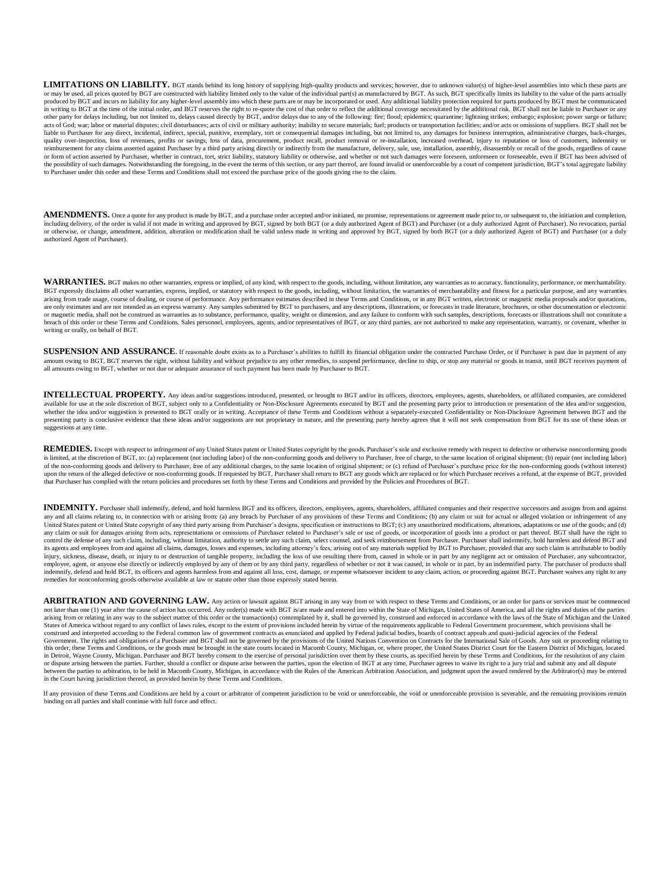**LIMITATIONS ON LIABILITY.** BGT stands behind its long history of supplying high-quality products and services; however, due to unknown value(s) of higher-level assemblies into which these parts are or may be used, all prices quoted by BGT are constructed with liability limited only to the value of the individual part(s) as manufactured by BGT. As such, BGT specifically limits its liability to the value of the parts actually produced by BGT and incurs no liability for any higher-level assembly into which these parts are or may be incorporated or used. Any additional liability protection required for parts produced by BGT must be communicated in writing to BGT at the time of the initial order, and BGT reserves the right to re-quote the cost of that order to reflect the additional coverage necessitated by the additional risk. BGT shall not be liable to Purchaser or any other party for delays including, but not limited to, delays caused directly by BGT, and/or delays due to any of the following: fire; flood; epidemics; quarantine; lightning strikes; embargo; explosion; power surge or failure; acts of God; war; labor or material disputes; civil disturbances; acts of civil or military authority; inability to secure materials; fuel; products or transportation facilities; and/or acts or omissions of suppliers. BGT shall not be liable to Purchaser for any direct, incidental, indirect, special, punitive, exemplary, tort or consequential damages including, but not limited to, any damages for business interruption, administrative charges, back-charges, quality over-inspection, loss of revenues, profits or savings, loss of data, procurement, product recall, product removal or re-installation, increased overhead, injury to reputation or loss of customers, indemnity or reimbursement for any claims asserted against Purchaser by a third party arising directly or indirectly from the manufacture, delivery, sale, use, installation, assembly, disassembly or recall of the goods, regardless of cause or form of action asserted by Purchaser, whether in contract, tort, strict liability, statutory liability or otherwise, and whether or not such damages were foreseen, unforeseen or foreseeable, even if BGT has been advised of the possibility of such damages. Notwithstanding the foregoing, in the event the terms of this section, or any part thereof, are found invalid or unenforceable by a court of competent jurisdiction, BGT's total aggregate liability to Purchaser under this order and these Terms and Conditions shall not exceed the purchase price of the goods giving rise to the claim.

**AMENDMENTS.** Once a quote for any product is made by BGT, and a purchase order accepted and/or initiated, no promise, representations or agreement made prior to, or subsequent to, the initiation and completion, including delivery, of the order is valid if not made in writing and approved by BGT, signed by both BGT (or a duly authorized Agent of BGT) and Purchaser (or a duly authorized Agent of Purchaser). No revocation, partial or otherwise, or change, amendment, addition, alteration or modification shall be valid unless made in writing and approved by BGT, signed by both BGT (or a duly authorized Agent of BGT) and Purchaser (or a duly authorized Agent of Purchaser).

**WARRANTIES.** BGT makes no other warranties, express or implied, of any kind, with respect to the goods, including, without limitation, any warranties as to accuracy, functionality, performance, or merchantability. BGT expressly disclaims all other warranties, express, implied, or statutory with respect to the goods, including, without limitation, the warranties of merchantability and fitness for a particular purpose, and any warranties arising from trade usage, course of dealing, or course of performance. Any performance estimates described in these Terms and Conditions, or in any BGT written, electronic or magnetic media proposals and/or quotations, are only estimates and are not intended as an express warranty. Any samples submitted by BGT to purchasers, and any descriptions, illustrations, or forecasts in trade literature, brochures, or other documentation or electronic or magnetic media, shall not be construed as warranties as to substance, performance, quality, weight or dimension, and any failure to conform with such samples, descriptions, forecasts or illustrations shall not constitute a breach of this order or these Terms and Conditions. Sales personnel, employees, agents, and/or representatives of BGT, or any third parties, are not authorized to make any representation, warranty, or covenant, whether in writing or orally, on behalf of BGT.

**SUSPENSION AND ASSURANCE.** If reasonable doubt exists as to a Purchaser's abilities to fulfill its financial obligation under the contracted Purchase Order, or if Purchaser is past due in payment of any amount owing to BGT, BGT reserves the right, without liability and without prejudice to any other remedies, to suspend performance, decline to ship, or stop any material or goods in transit, until BGT receives payment of all amounts owing to BGT, whether or not due or adequate assurance of such payment has been made by Purchaser to BGT.

**INTELLECTUAL PROPERTY.** Any ideas and/or suggestions introduced, presented, or brought to BGT and/or its officers, directors, employees, agents, shareholders, or affiliated companies, are considered available for use at the sole discretion of BGT, subject only to a Confidentiality or Non-Disclosure Agreements executed by BGT and the presenting party prior to introduction or presentation of the idea and/or suggestion, whether the idea and/or suggestion is presented to BGT orally or in writing. Acceptance of these Terms and Conditions without a separately-executed Confidentiality or Non-Disclosure Agreement between BGT and the presenting party is conclusive evidence that these ideas and/or suggestions are not proprietary in nature, and the presenting party hereby agrees that it will not seek compensation from BGT for its use of these ideas or suggestions at any time.

**REMEDIES.** Except with respect to infringement of any United States patent or United States copyright by the goods, Purchaser's sole and exclusive remedy with respect to defective or otherwise nonconforming goods is limited, at the discretion of BGT, to: (a) replacement (not including labor) of the non-conforming goods and delivery to Purchaser, free of charge, to the same location of original shipment; (b) repair (not including labor) of the non-conforming goods and delivery to Purchaser, free of any additional charges, to the same location of original shipment; or (c) refund of Purchaser's purchase price for the non-conforming goods (without interest) upon the return of the alleged defective or non-conforming goods. If requested by BGT, Purchaser shall return to BGT any goods which are replaced or for which Purchaser receives a refund, at the expense of BGT, provided that Purchaser has complied with the return policies and procedures set forth by these Terms and Conditions and provided by the Policies and Procedures of BGT.

**INDEMNITY.** Purchaser shall indemnify, defend, and hold harmless BGT and its officers, directors, employees, agents, shareholders, affiliated companies and their respective successors and assigns from and against any and all claims relating to, in connection with or arising from: (a) any breach by Purchaser of any provisions of these Terms and Conditions; (b) any claim or suit for actual or alleged violation or infringement of any United States patent or United State copyright of any third party arising from Purchaser's designs, specification or instructions to BGT; (c) any unauthorized modifications, alterations, adaptations or use of the goods; and (d) any claim or suit for damages arising from acts, representations or omissions of Purchaser related to Purchaser's sale or use of goods, or incorporation of goods into a product or part thereof. BGT shall have the right to control the defense of any such claim, including, without limitation, authority to settle any such claim, select counsel, and seek reimbursement from Purchaser. Purchaser shall indemnify, hold harmless and defend BGT and its agents and employees from and against all claims, damages, losses and expenses, including attorney's fees, arising out of any materials supplied by BGT to Purchaser, provided that any such claim is attributable to bodily injury, sickness, disease, death, or injury to or destruction of tangible property, including the loss of use resulting there from, caused in whole or in part by any negligent act or omission of Purchaser, any subcontractor, employee, agent, or anyone else directly or indirectly employed by any of them or by any third party, regardless of whether or not it was caused, in whole or in part, by an indemnified party. The purchaser of products shall indemnify, defend and hold BGT, its officers and agents harmless from and against all loss, cost, damage, or expense whatsoever incident to any claim, action, or proceeding against BGT. Purchaser waives any right to any remedies for nonconforming goods otherwise available at law or statute other than those expressly stated herein.

**ARBITRATION AND GOVERNING LAW.** Any action or lawsuit against BGT arising in any way from or with respect to these Terms and Conditions, or an order for parts or services must be commenced not later than one (1) year after the cause of action has occurred. Any order(s) made with BGT is/are made and entered into within the State of Michigan, United States of America, and all the rights and duties of the parties arising from or relating in any way to the subject matter of this order or the transaction(s) contemplated by it, shall be governed by, construed and enforced in accordance with the laws of the State of Michigan and the United States of America without regard to any conflict of laws rules, except to the extent of provisions included herein by virtue of the requirements applicable to Federal Government procurement, which provisions shall be construed and interpreted according to the Federal common law of government contracts as enunciated and applied by Federal judicial bodies, boards of contract appeals and quasi-judicial agencies of the Federal Government. The rights and obligations of a Purchaser and BGT shall not be governed by the provisions of the United Nations Convention on Contracts for the International Sale of Goods. Any suit or proceeding relating to this order, these Terms and Conditions, or the goods must be brought in the state courts located in Macomb County, Michigan, or, where proper, the United States District Court for the Eastern District of Michigan, located in Detroit, Wayne County, Michigan. Purchaser and BGT hereby consent to the exercise of personal jurisdiction over them by these courts, as specified herein by these Terms and Conditions, for the resolution of any claim or dispute arising between the parties. Further, should a conflict or dispute arise between the parties, upon the election of BGT at any time, Purchaser agrees to waive its right to a jury trial and submit any and all dispute between the parties to arbitration, to be held in Macomb County, Michigan, in accordance with the Rules of the American Arbitration Association, and judgment upon the award rendered by the Arbitrator(s) may be entered in the Court having jurisdiction thereof, as provided herein by these Terms and Conditions.

If any provision of these Terms and Conditions are held by a court or arbitrator of competent jurisdiction to be void or unenforceable, the void or unenforceable provision is severable, and the remaining provisions remain binding on all parties and shall continue with full force and effect.